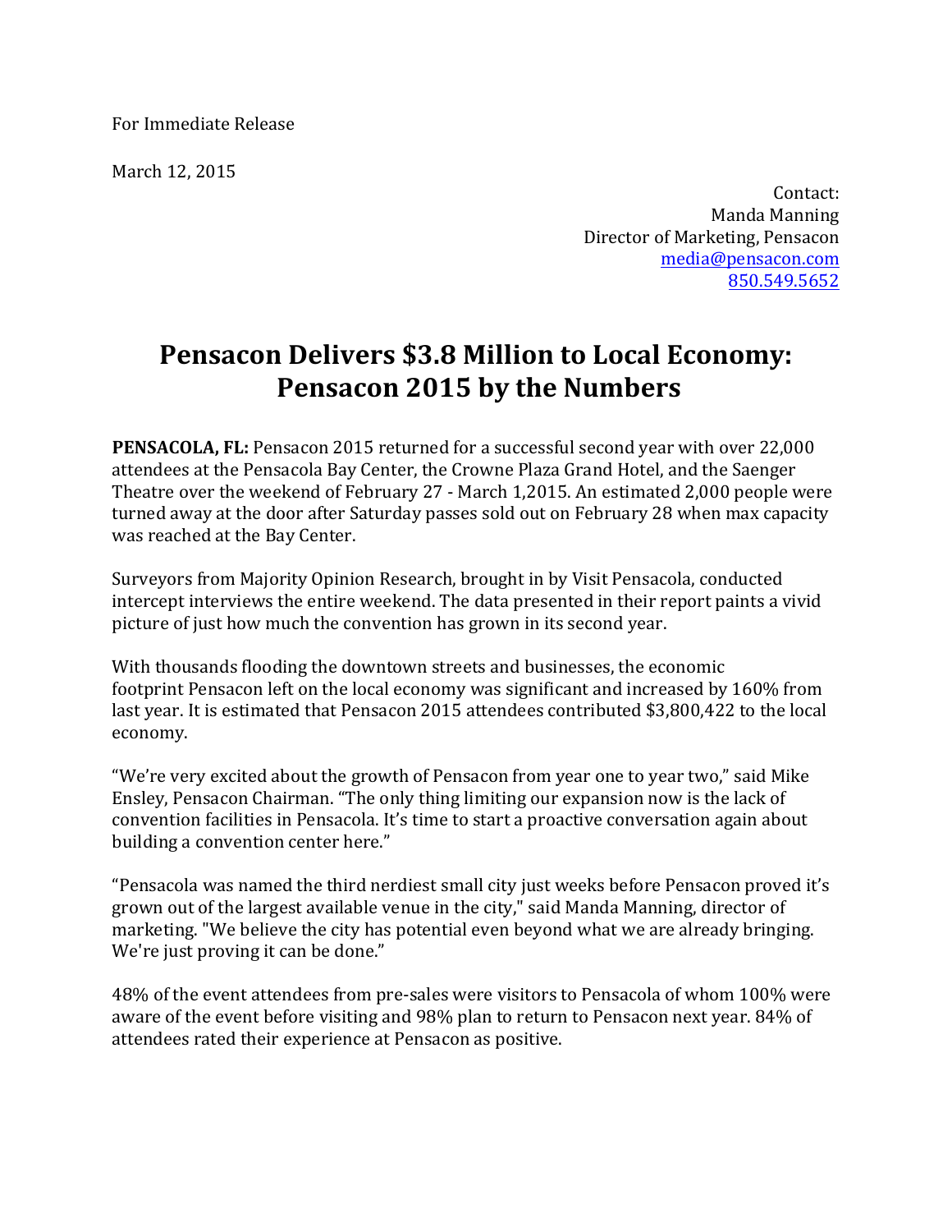For Immediate Release

March 12, 2015

Contact:
Manda Manning
Director of Marketing, Pensacon
media@pensacon.com
850.549.5652

# Pensacon Delivers $3.8 Million to Local Economy: Pensacon 2015 by the Numbers

**PENSACOLA, FL:** Pensacon 2015 returned for a successful second year with over 22,000 attendees at the Pensacola Bay Center, the Crowne Plaza Grand Hotel, and the Saenger Theatre over the weekend of February 27 - March 1,2015. An estimated 2,000 people were turned away at the door after Saturday passes sold out on February 28 when max capacity was reached at the Bay Center.

Surveyors from Majority Opinion Research, brought in by Visit Pensacola, conducted intercept interviews the entire weekend. The data presented in their report paints a vivid picture of just how much the convention has grown in its second year.

With thousands flooding the downtown streets and businesses, the economic footprint Pensacon left on the local economy was significant and increased by 160% from last year. It is estimated that Pensacon 2015 attendees contributed $3,800,422 to the local economy.

"We're very excited about the growth of Pensacon from year one to year two," said Mike Ensley, Pensacon Chairman. "The only thing limiting our expansion now is the lack of convention facilities in Pensacola. It's time to start a proactive conversation again about building a convention center here."

"Pensacola was named the third nerdiest small city just weeks before Pensacon proved it's grown out of the largest available venue in the city," said Manda Manning, director of marketing. "We believe the city has potential even beyond what we are already bringing. We're just proving it can be done."

48% of the event attendees from pre-sales were visitors to Pensacola of whom 100% were aware of the event before visiting and 98% plan to return to Pensacon next year. 84% of attendees rated their experience at Pensacon as positive.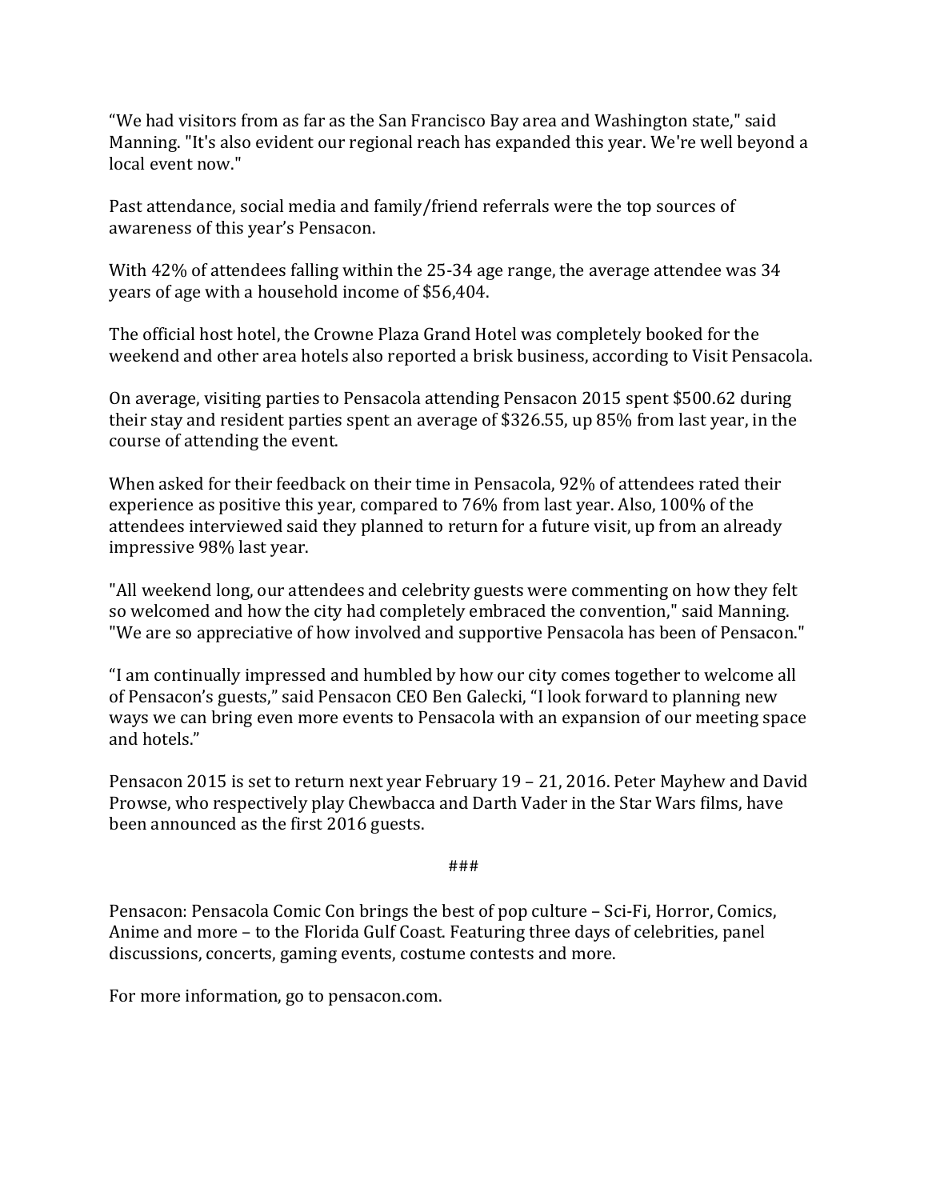“We had visitors from as far as the San Francisco Bay area and Washington state," said Manning. "It's also evident our regional reach has expanded this year. We're well beyond a local event now."

Past attendance, social media and family/friend referrals were the top sources of awareness of this year’s Pensacon.

With 42% of attendees falling within the 25-34 age range, the average attendee was 34 years of age with a household income of $56,404.

The official host hotel, the Crowne Plaza Grand Hotel was completely booked for the weekend and other area hotels also reported a brisk business, according to Visit Pensacola.

On average, visiting parties to Pensacola attending Pensacon 2015 spent $500.62 during their stay and resident parties spent an average of $326.55, up 85% from last year, in the course of attending the event.

When asked for their feedback on their time in Pensacola, 92% of attendees rated their experience as positive this year, compared to 76% from last year. Also, 100% of the attendees interviewed said they planned to return for a future visit, up from an already impressive 98% last year.

"All weekend long, our attendees and celebrity guests were commenting on how they felt so welcomed and how the city had completely embraced the convention," said Manning. "We are so appreciative of how involved and supportive Pensacola has been of Pensacon."

“I am continually impressed and humbled by how our city comes together to welcome all of Pensacon’s guests,” said Pensacon CEO Ben Galecki, “I look forward to planning new ways we can bring even more events to Pensacola with an expansion of our meeting space and hotels.”

Pensacon 2015 is set to return next year February 19 – 21, 2016. Peter Mayhew and David Prowse, who respectively play Chewbacca and Darth Vader in the Star Wars films, have been announced as the first 2016 guests.

###

Pensacon: Pensacola Comic Con brings the best of pop culture – Sci-Fi, Horror, Comics, Anime and more – to the Florida Gulf Coast. Featuring three days of celebrities, panel discussions, concerts, gaming events, costume contests and more.

For more information, go to pensacon.com.